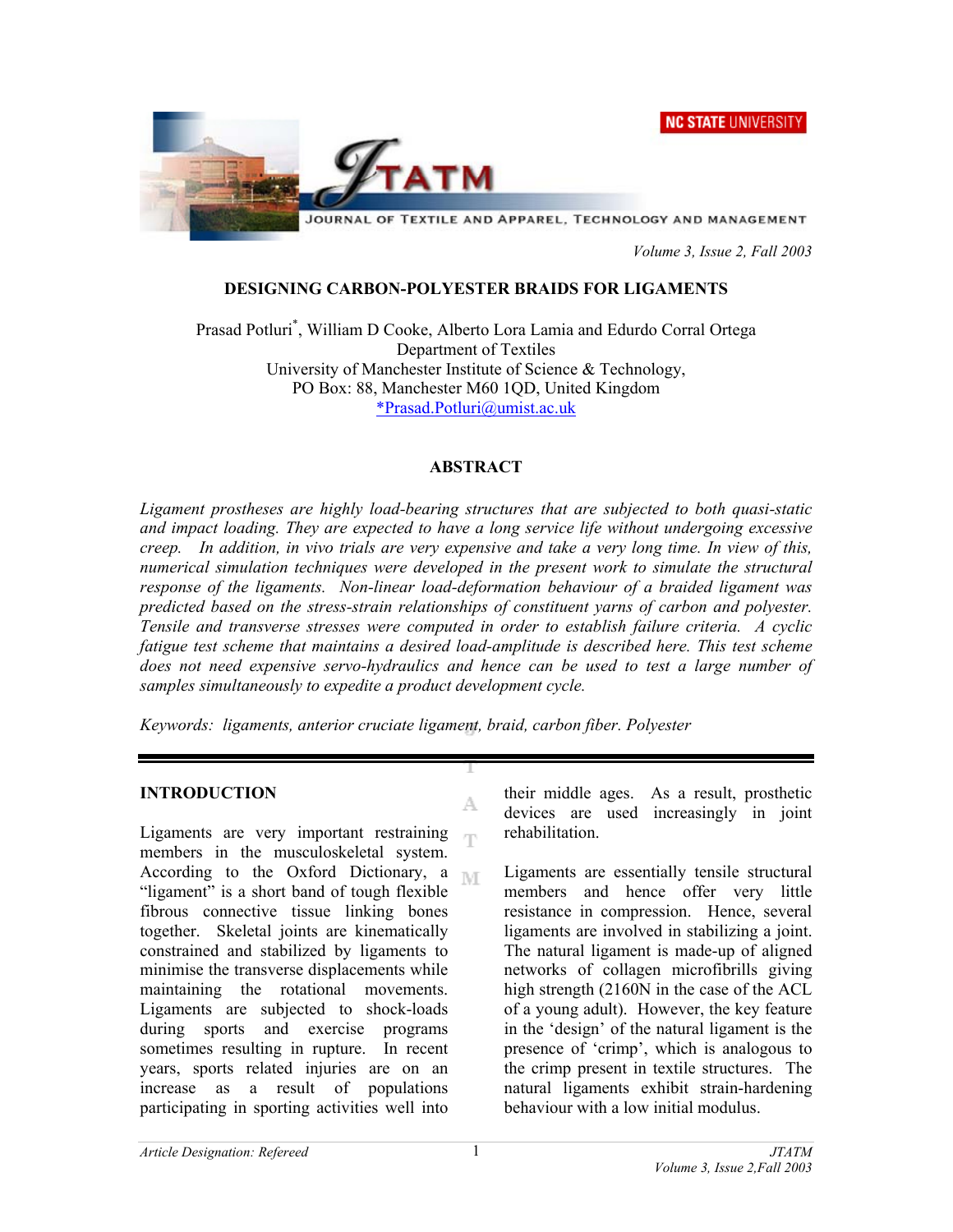# DESIGNING CARBON-POLYESTER BRAIDS FOR LIGAMENTS

Prasad Potluri*, William D Cooke, Alberto Lora Lamia and Edurdo Corral Ortega
Department of Textiles
University of Manchester Institute of Science & Technology,
PO Box: 88, Manchester M60 1QD, United Kingdom
*Prasad.Potluri@umist.ac.uk

## ABSTRACT

*Ligament prostheses are highly load-bearing structures that are subjected to both quasi-static and impact loading. They are expected to have a long service life without undergoing excessive creep. In addition, in vivo trials are very expensive and take a very long time. In view of this, numerical simulation techniques were developed in the present work to simulate the structural response of the ligaments. Non-linear load-deformation behaviour of a braided ligament was predicted based on the stress-strain relationships of constituent yarns of carbon and polyester. Tensile and transverse stresses were computed in order to establish failure criteria. A cyclic fatigue test scheme that maintains a desired load-amplitude is described here. This test scheme does not need expensive servo-hydraulics and hence can be used to test a large number of samples simultaneously to expedite a product development cycle.*

*Keywords: ligaments, anterior cruciate ligament, braid, carbon fiber. Polyester*

## INTRODUCTION

Ligaments are very important restraining members in the musculoskeletal system. According to the Oxford Dictionary, a "ligament" is a short band of tough flexible fibrous connective tissue linking bones together. Skeletal joints are kinematically constrained and stabilized by ligaments to minimise the transverse displacements while maintaining the rotational movements. Ligaments are subjected to shock-loads during sports and exercise programs sometimes resulting in rupture. In recent years, sports related injuries are on an increase as a result of populations participating in sporting activities well into their middle ages. As a result, prosthetic devices are used increasingly in joint rehabilitation.

Ligaments are essentially tensile structural members and hence offer very little resistance in compression. Hence, several ligaments are involved in stabilizing a joint. The natural ligament is made-up of aligned networks of collagen microfibrills giving high strength (2160N in the case of the ACL of a young adult). However, the key feature in the 'design' of the natural ligament is the presence of 'crimp', which is analogous to the crimp present in textile structures. The natural ligaments exhibit strain-hardening behaviour with a low initial modulus.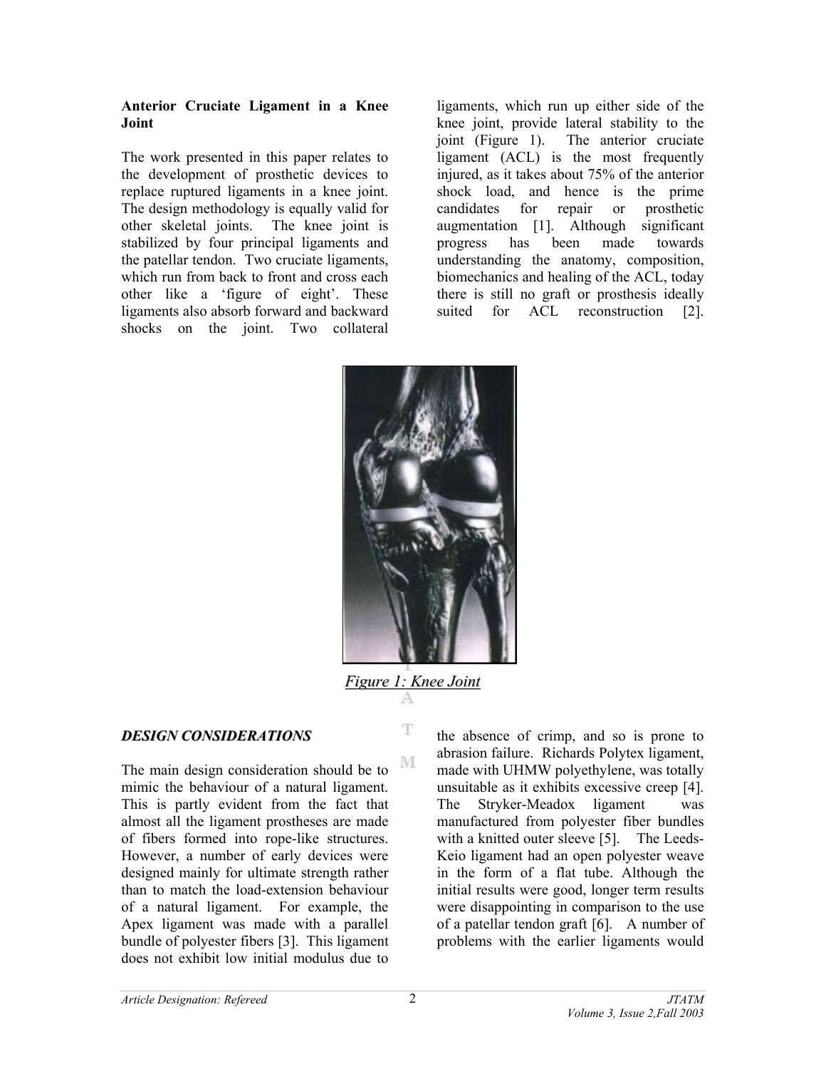### Anterior Cruciate Ligament in a Knee Joint

The work presented in this paper relates to the development of prosthetic devices to replace ruptured ligaments in a knee joint. The design methodology is equally valid for other skeletal joints. The knee joint is stabilized by four principal ligaments and the patellar tendon. Two cruciate ligaments, which run from back to front and cross each other like a 'figure of eight'. These ligaments also absorb forward and backward shocks on the joint. Two collateral ligaments, which run up either side of the knee joint, provide lateral stability to the joint (Figure 1). The anterior cruciate ligament (ACL) is the most frequently injured, as it takes about 75% of the anterior shock load, and hence is the prime candidates for repair or prosthetic augmentation [1]. Although significant progress has been made towards understanding the anatomy, composition, biomechanics and healing of the ACL, today there is still no graft or prosthesis ideally suited for ACL reconstruction [2].

*Figure 1: Knee Joint*

## *DESIGN CONSIDERATIONS*

The main design consideration should be to mimic the behaviour of a natural ligament. This is partly evident from the fact that almost all the ligament prostheses are made of fibers formed into rope-like structures. However, a number of early devices were designed mainly for ultimate strength rather than to match the load-extension behaviour of a natural ligament. For example, the Apex ligament was made with a parallel bundle of polyester fibers [3]. This ligament does not exhibit low initial modulus due to the absence of crimp, and so is prone to abrasion failure. Richards Polytex ligament, made with UHMW polyethylene, was totally unsuitable as it exhibits excessive creep [4]. The Stryker-Meadox ligament was manufactured from polyester fiber bundles with a knitted outer sleeve [5]. The Leeds-Keio ligament had an open polyester weave in the form of a flat tube. Although the initial results were good, longer term results were disappointing in comparison to the use of a patellar tendon graft [6]. A number of problems with the earlier ligaments would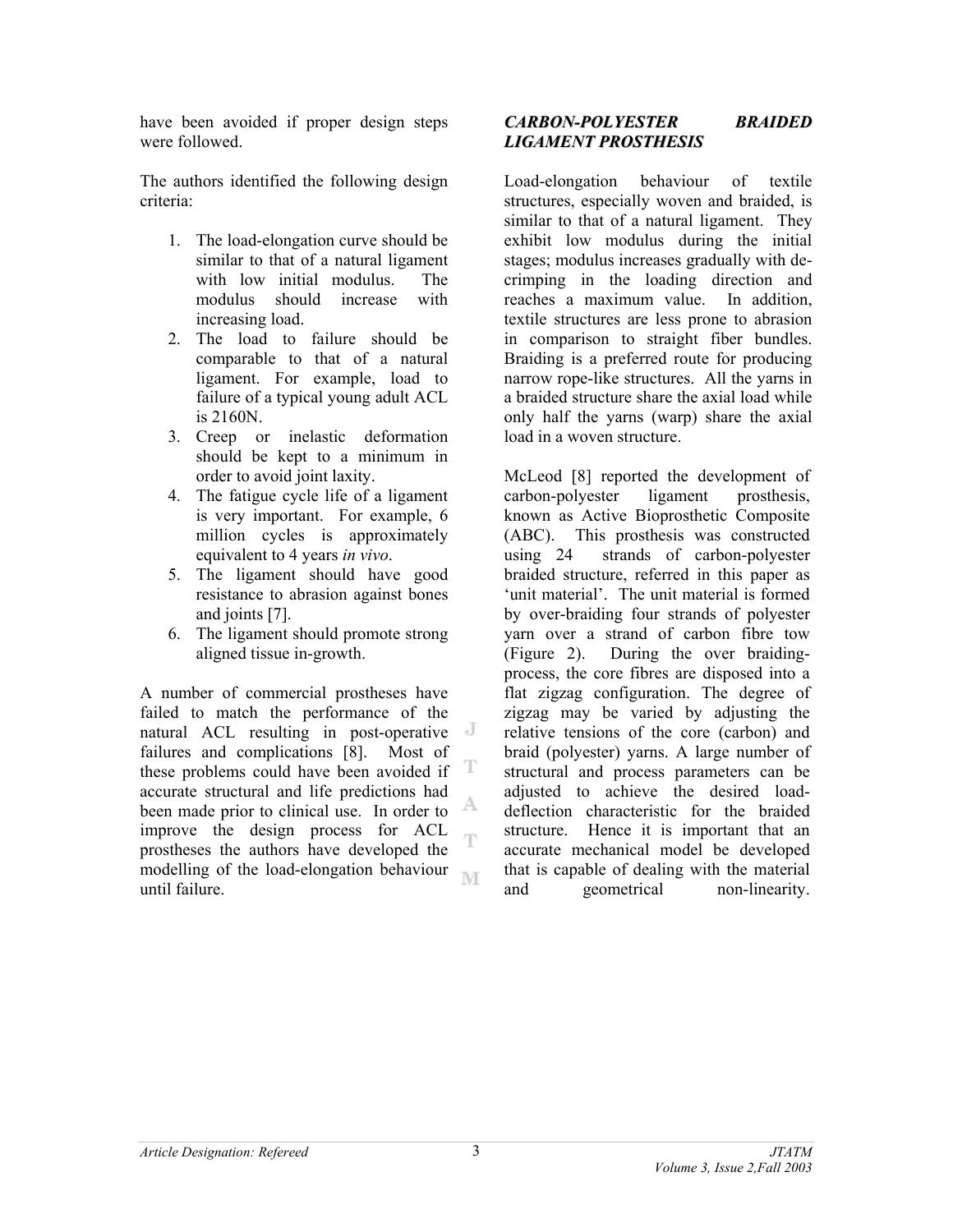have been avoided if proper design steps were followed.

The authors identified the following design criteria:

1. The load-elongation curve should be similar to that of a natural ligament with low initial modulus. The modulus should increase with increasing load.
2. The load to failure should be comparable to that of a natural ligament. For example, load to failure of a typical young adult ACL is 2160N.
3. Creep or inelastic deformation should be kept to a minimum in order to avoid joint laxity.
4. The fatigue cycle life of a ligament is very important. For example, 6 million cycles is approximately equivalent to 4 years *in vivo*.
5. The ligament should have good resistance to abrasion against bones and joints [7].
6. The ligament should promote strong aligned tissue in-growth.

A number of commercial prostheses have failed to match the performance of the natural ACL resulting in post-operative failures and complications [8]. Most of these problems could have been avoided if accurate structural and life predictions had been made prior to clinical use. In order to improve the design process for ACL prostheses the authors have developed the modelling of the load-elongation behaviour until failure.

## *CARBON-POLYESTER BRAIDED LIGAMENT PROSTHESIS*

Load-elongation behaviour of textile structures, especially woven and braided, is similar to that of a natural ligament. They exhibit low modulus during the initial stages; modulus increases gradually with de-crimping in the loading direction and reaches a maximum value. In addition, textile structures are less prone to abrasion in comparison to straight fiber bundles. Braiding is a preferred route for producing narrow rope-like structures. All the yarns in a braided structure share the axial load while only half the yarns (warp) share the axial load in a woven structure.

McLeod [8] reported the development of carbon-polyester ligament prosthesis, known as Active Bioprosthetic Composite (ABC). This prosthesis was constructed using 24 strands of carbon-polyester braided structure, referred in this paper as 'unit material'. The unit material is formed by over-braiding four strands of polyester yarn over a strand of carbon fibre tow (Figure 2). During the over braiding-process, the core fibres are disposed into a flat zigzag configuration. The degree of zigzag may be varied by adjusting the relative tensions of the core (carbon) and braid (polyester) yarns. A large number of structural and process parameters can be adjusted to achieve the desired load-deflection characteristic for the braided structure. Hence it is important that an accurate mechanical model be developed that is capable of dealing with the material and geometrical non-linearity.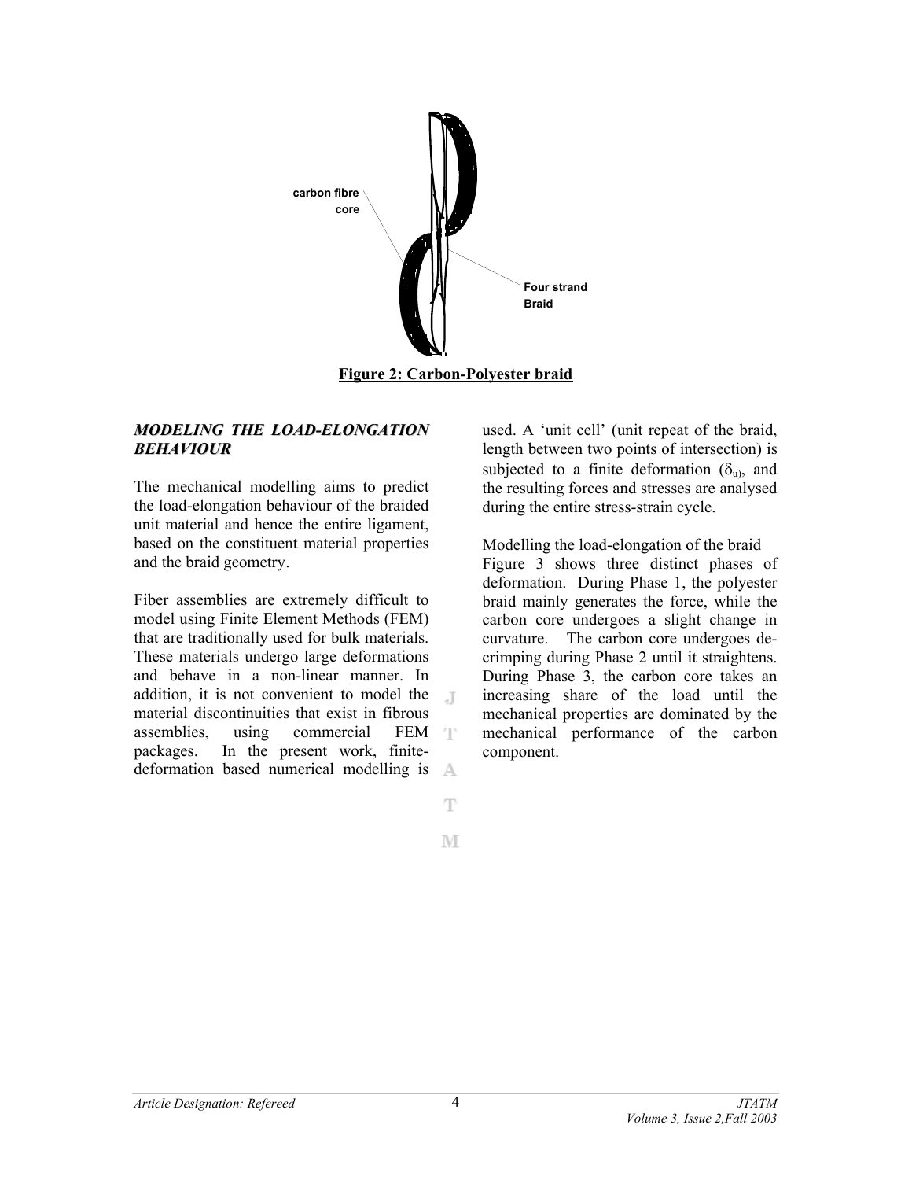carbon fibre core

Four strand Braid

**Figure 2: Carbon-Polyester braid**

### ***MODELING THE LOAD-ELONGATION BEHAVIOUR***

The mechanical modelling aims to predict the load-elongation behaviour of the braided unit material and hence the entire ligament, based on the constituent material properties and the braid geometry.

Fiber assemblies are extremely difficult to model using Finite Element Methods (FEM) that are traditionally used for bulk materials. These materials undergo large deformations and behave in a non-linear manner. In addition, it is not convenient to model the material discontinuities that exist in fibrous assemblies, using commercial FEM packages. In the present work, finite-deformation based numerical modelling is used. A 'unit cell' (unit repeat of the braid, length between two points of intersection) is subjected to a finite deformation ($\delta_u$), and the resulting forces and stresses are analysed during the entire stress-strain cycle.

Modelling the load-elongation of the braid

Figure 3 shows three distinct phases of deformation. During Phase 1, the polyester braid mainly generates the force, while the carbon core undergoes a slight change in curvature. The carbon core undergoes de-crimping during Phase 2 until it straightens. During Phase 3, the carbon core takes an increasing share of the load until the mechanical properties are dominated by the mechanical performance of the carbon component.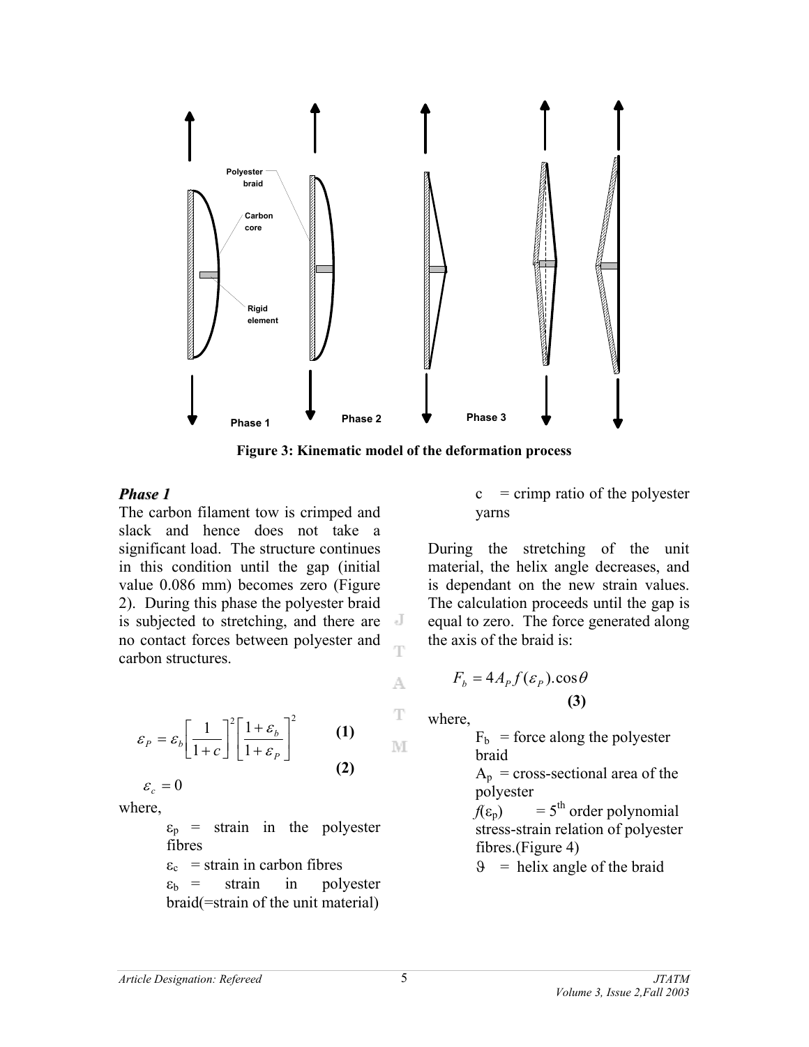Figure 3: Kinematic model of the deformation process

***Phase 1***

The carbon filament tow is crimped and slack and hence does not take a significant load. The structure continues in this condition until the gap (initial value 0.086 mm) becomes zero (Figure 2). During this phase the polyester braid is subjected to stretching, and there are no contact forces between polyester and carbon structures.

$$\varepsilon_P = \varepsilon_b \left[\frac{1}{1+c}\right]^2 \left[\frac{1+\varepsilon_b}{1+\varepsilon_P}\right]^2 \quad \textbf{(1)}$$

$$\varepsilon_c = 0 \quad \textbf{(2)}$$

where,

$\varepsilon_p$ = strain in the polyester fibres

$\varepsilon_c$ = strain in carbon fibres

$\varepsilon_b$ = strain in polyester braid(=strain of the unit material)

c = crimp ratio of the polyester yarns

During the stretching of the unit material, the helix angle decreases, and is dependant on the new strain values. The calculation proceeds until the gap is equal to zero. The force generated along the axis of the braid is:

$$F_b = 4 A_P f(\varepsilon_P).\cos\theta \quad \textbf{(3)}$$

where,

$F_b$ = force along the polyester braid

$A_p$ = cross-sectional area of the polyester

$f(\varepsilon_p)$ = 5[th] order polynomial stress-strain relation of polyester fibres.(Figure 4)

$\vartheta$ = helix angle of the braid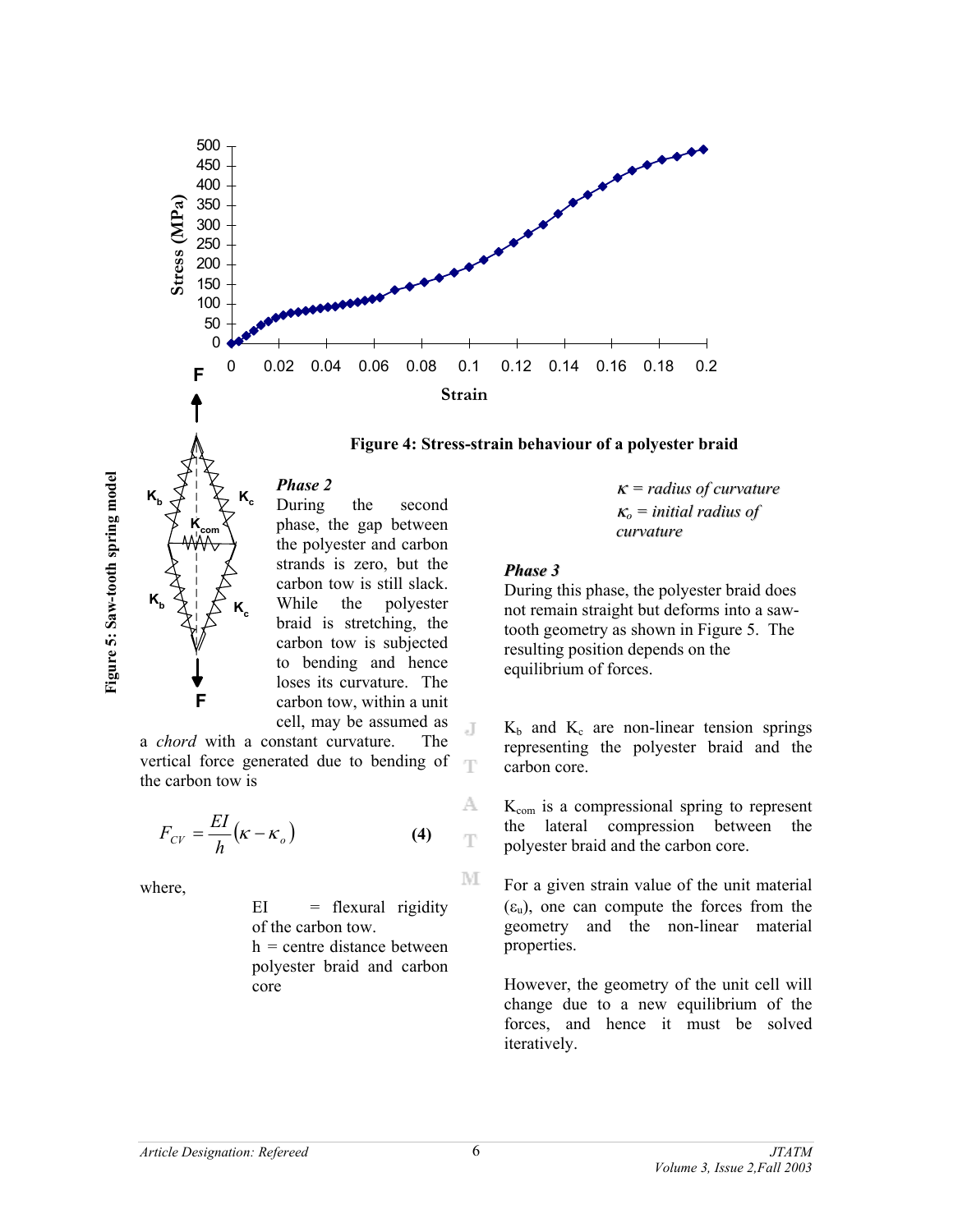Figure 4: Stress-strain behaviour of a polyester braid

Figure 5: Saw-tooth spring model

*Phase 2*

During the second phase, the gap between the polyester and carbon strands is zero, but the carbon tow is still slack. While the polyester braid is stretching, the carbon tow is subjected to bending and hence loses its curvature. The carbon tow, within a unit cell, may be assumed as a *chord* with a constant curvature. The vertical force generated due to bending of the carbon tow is

$$F_{CV} = \frac{EI}{h}\left(\kappa - \kappa_o\right) \tag{4}$$

where,

EI = flexural rigidity of the carbon tow.
h = centre distance between polyester braid and carbon core

*$\kappa$ = radius of curvature*
*$\kappa_o$ = initial radius of curvature*

***Phase 3***

During this phase, the polyester braid does not remain straight but deforms into a saw-tooth geometry as shown in Figure 5. The resulting position depends on the equilibrium of forces.

$K_b$ and $K_c$ are non-linear tension springs representing the polyester braid and the carbon core.

$K_{com}$ is a compressional spring to represent the lateral compression between the polyester braid and the carbon core.

For a given strain value of the unit material ($\varepsilon_u$), one can compute the forces from the geometry and the non-linear material properties.

However, the geometry of the unit cell will change due to a new equilibrium of the forces, and hence it must be solved iteratively.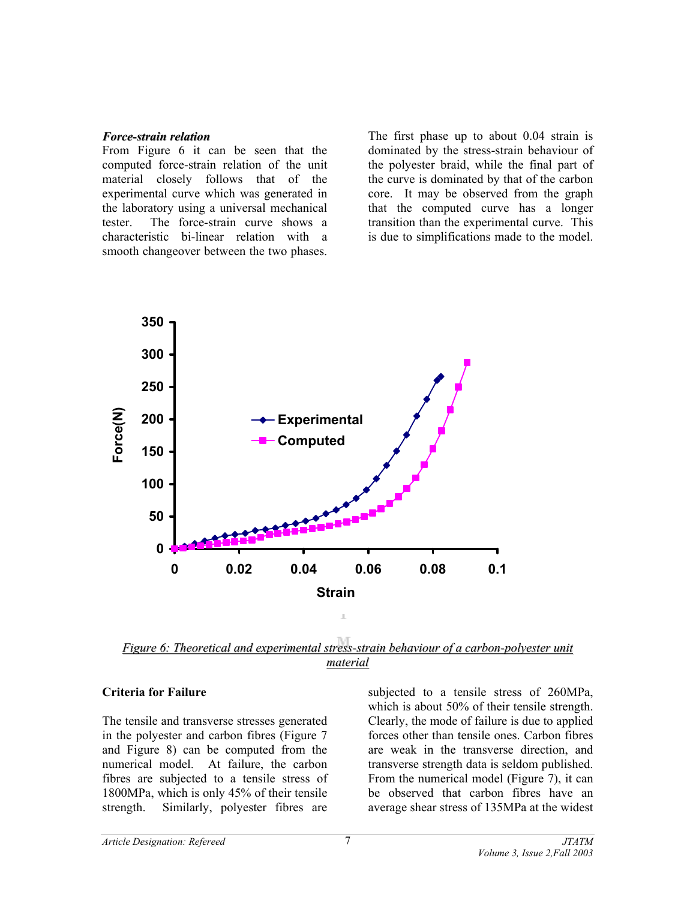***Force-strain relation***

From Figure 6 it can be seen that the computed force-strain relation of the unit material closely follows that of the experimental curve which was generated in the laboratory using a universal mechanical tester. The force-strain curve shows a characteristic bi-linear relation with a smooth changeover between the two phases. The first phase up to about 0.04 strain is dominated by the stress-strain behaviour of the polyester braid, while the final part of the curve is dominated by that of the carbon core. It may be observed from the graph that the computed curve has a longer transition than the experimental curve. This is due to simplifications made to the model.

*Figure 6: Theoretical and experimental stress-strain behaviour of a carbon-polyester unit material*

**Criteria for Failure**

The tensile and transverse stresses generated in the polyester and carbon fibres (Figure 7 and Figure 8) can be computed from the numerical model. At failure, the carbon fibres are subjected to a tensile stress of 1800MPa, which is only 45% of their tensile strength. Similarly, polyester fibres are subjected to a tensile stress of 260MPa, which is about 50% of their tensile strength. Clearly, the mode of failure is due to applied forces other than tensile ones. Carbon fibres are weak in the transverse direction, and transverse strength data is seldom published. From the numerical model (Figure 7), it can be observed that carbon fibres have an average shear stress of 135MPa at the widest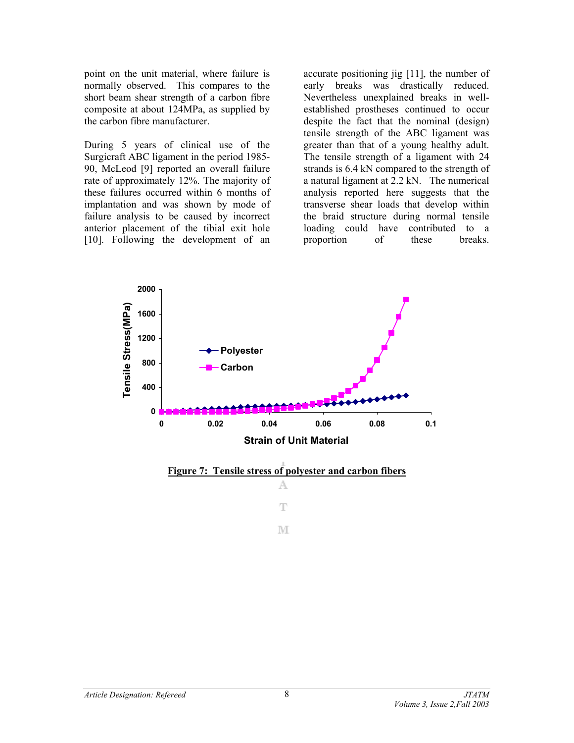point on the unit material, where failure is normally observed. This compares to the short beam shear strength of a carbon fibre composite at about 124MPa, as supplied by the carbon fibre manufacturer.

During 5 years of clinical use of the Surgicraft ABC ligament in the period 1985-90, McLeod [9] reported an overall failure rate of approximately 12%. The majority of these failures occurred within 6 months of implantation and was shown by mode of failure analysis to be caused by incorrect anterior placement of the tibial exit hole [10]. Following the development of an accurate positioning jig [11], the number of early breaks was drastically reduced. Nevertheless unexplained breaks in well-established prostheses continued to occur despite the fact that the nominal (design) tensile strength of the ABC ligament was greater than that of a young healthy adult. The tensile strength of a ligament with 24 strands is 6.4 kN compared to the strength of a natural ligament at 2.2 kN. The numerical analysis reported here suggests that the transverse shear loads that develop within the braid structure during normal tensile loading could have contributed to a proportion of these breaks.

**Figure 7: Tensile stress of polyester and carbon fibers**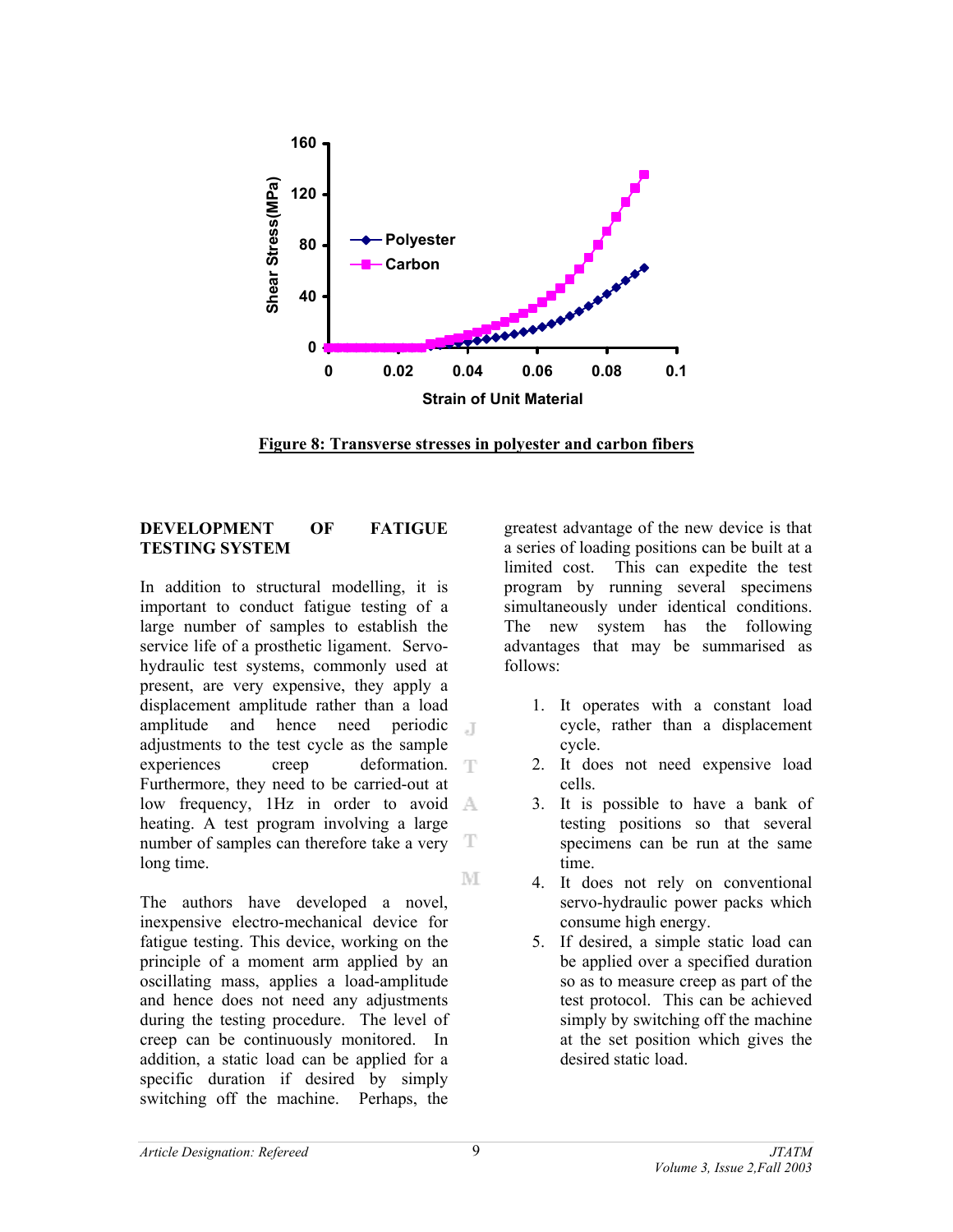**Figure 8: Transverse stresses in polyester and carbon fibers**

## DEVELOPMENT OF FATIGUE TESTING SYSTEM

In addition to structural modelling, it is important to conduct fatigue testing of a large number of samples to establish the service life of a prosthetic ligament. Servo-hydraulic test systems, commonly used at present, are very expensive, they apply a displacement amplitude rather than a load amplitude and hence need periodic adjustments to the test cycle as the sample experiences creep deformation. Furthermore, they need to be carried-out at low frequency, 1Hz in order to avoid heating. A test program involving a large number of samples can therefore take a very long time.

The authors have developed a novel, inexpensive electro-mechanical device for fatigue testing. This device, working on the principle of a moment arm applied by an oscillating mass, applies a load-amplitude and hence does not need any adjustments during the testing procedure. The level of creep can be continuously monitored. In addition, a static load can be applied for a specific duration if desired by simply switching off the machine. Perhaps, the greatest advantage of the new device is that a series of loading positions can be built at a limited cost. This can expedite the test program by running several specimens simultaneously under identical conditions. The new system has the following advantages that may be summarised as follows:

1. It operates with a constant load cycle, rather than a displacement cycle.
2. It does not need expensive load cells.
3. It is possible to have a bank of testing positions so that several specimens can be run at the same time.
4. It does not rely on conventional servo-hydraulic power packs which consume high energy.
5. If desired, a simple static load can be applied over a specified duration so as to measure creep as part of the test protocol. This can be achieved simply by switching off the machine at the set position which gives the desired static load.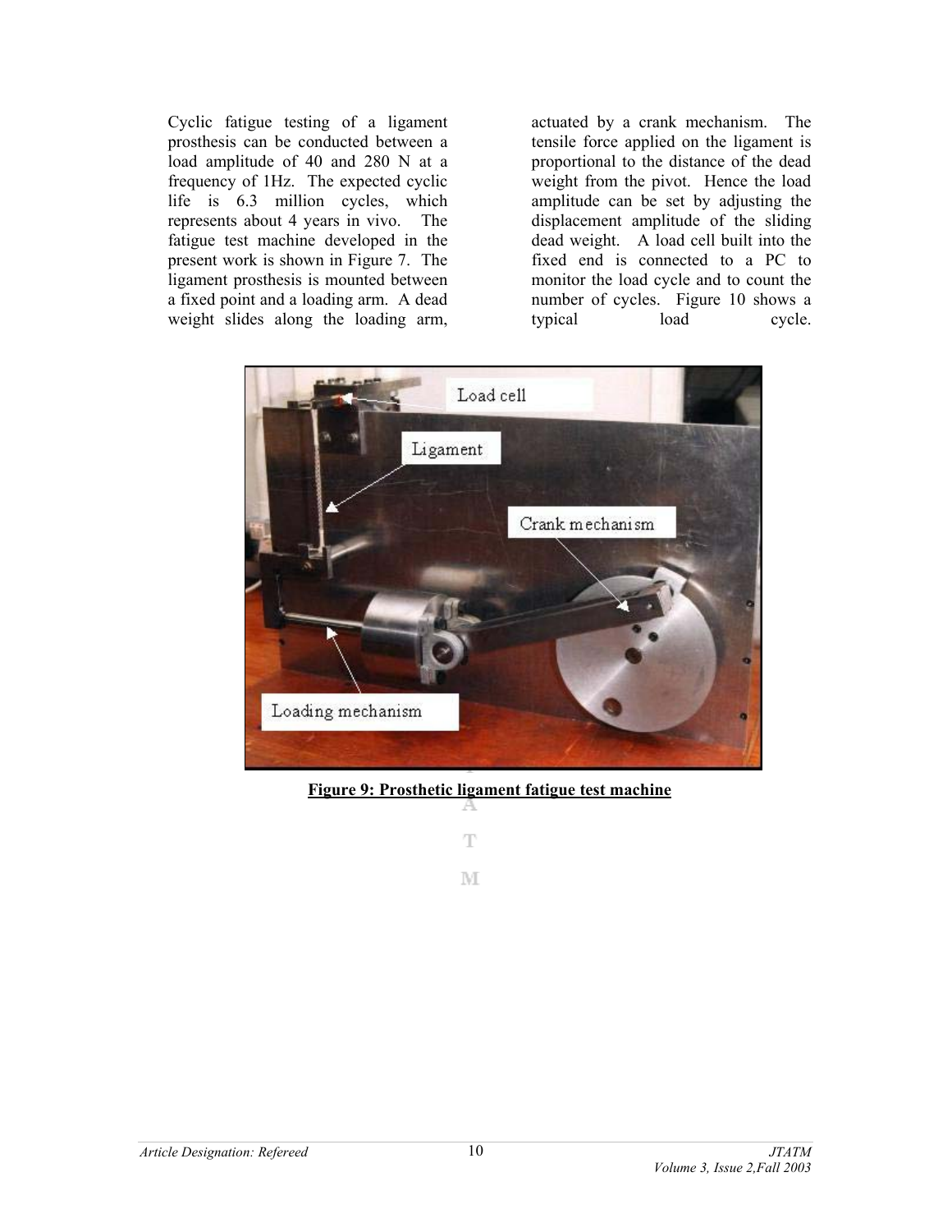Cyclic fatigue testing of a ligament prosthesis can be conducted between a load amplitude of 40 and 280 N at a frequency of 1Hz. The expected cyclic life is 6.3 million cycles, which represents about 4 years in vivo. The fatigue test machine developed in the present work is shown in Figure 7. The ligament prosthesis is mounted between a fixed point and a loading arm. A dead weight slides along the loading arm, actuated by a crank mechanism. The tensile force applied on the ligament is proportional to the distance of the dead weight from the pivot. Hence the load amplitude can be set by adjusting the displacement amplitude of the sliding dead weight. A load cell built into the fixed end is connected to a PC to monitor the load cycle and to count the number of cycles. Figure 10 shows a typical load cycle.

**Figure 9: Prosthetic ligament fatigue test machine**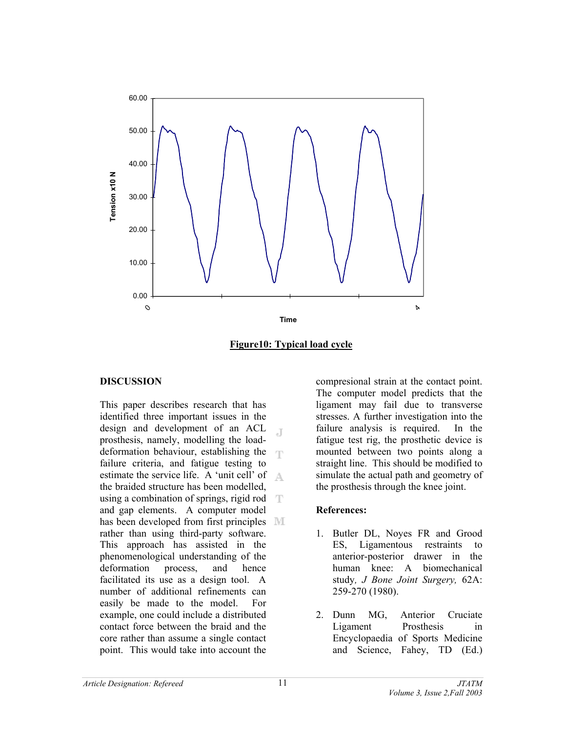Figure10: Typical load cycle

## DISCUSSION

This paper describes research that has identified three important issues in the design and development of an ACL prosthesis, namely, modelling the load-deformation behaviour, establishing the failure criteria, and fatigue testing to estimate the service life. A 'unit cell' of the braided structure has been modelled, using a combination of springs, rigid rod and gap elements. A computer model has been developed from first principles rather than using third-party software. This approach has assisted in the phenomenological understanding of the deformation process, and hence facilitated its use as a design tool. A number of additional refinements can easily be made to the model. For example, one could include a distributed contact force between the braid and the core rather than assume a single contact point. This would take into account the compresional strain at the contact point. The computer model predicts that the ligament may fail due to transverse stresses. A further investigation into the failure analysis is required. In the fatigue test rig, the prosthetic device is mounted between two points along a straight line. This should be modified to simulate the actual path and geometry of the prosthesis through the knee joint.

## References:

1. Butler DL, Noyes FR and Grood ES, Ligamentous restraints to anterior-posterior drawer in the human knee: A biomechanical study, *J Bone Joint Surgery,* 62A: 259-270 (1980).

2. Dunn MG, Anterior Cruciate Ligament Prosthesis in Encyclopaedia of Sports Medicine and Science, Fahey, TD (Ed.)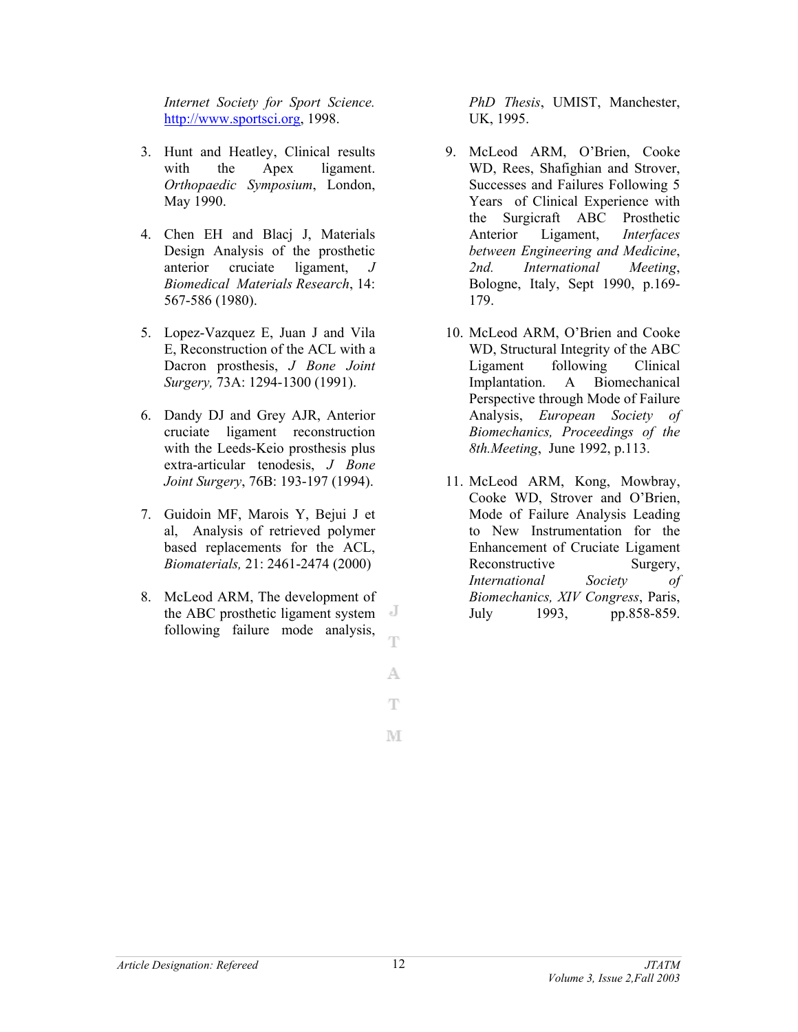*Internet Society for Sport Science.* http://www.sportsci.org, 1998.

3. Hunt and Heatley, Clinical results with the Apex ligament. *Orthopaedic Symposium*, London, May 1990.

4. Chen EH and Blacj J, Materials Design Analysis of the prosthetic anterior cruciate ligament, *J Biomedical Materials Research*, 14: 567-586 (1980).

5. Lopez-Vazquez E, Juan J and Vila E, Reconstruction of the ACL with a Dacron prosthesis, *J Bone Joint Surgery,* 73A: 1294-1300 (1991).

6. Dandy DJ and Grey AJR, Anterior cruciate ligament reconstruction with the Leeds-Keio prosthesis plus extra-articular tenodesis, *J Bone Joint Surgery*, 76B: 193-197 (1994).

7. Guidoin MF, Marois Y, Bejui J et al, Analysis of retrieved polymer based replacements for the ACL, *Biomaterials,* 21: 2461-2474 (2000)

8. McLeod ARM, The development of the ABC prosthetic ligament system following failure mode analysis, *PhD Thesis*, UMIST, Manchester, UK, 1995.

9. McLeod ARM, O'Brien, Cooke WD, Rees, Shafighian and Strover, Successes and Failures Following 5 Years of Clinical Experience with the Surgicraft ABC Prosthetic Anterior Ligament, *Interfaces between Engineering and Medicine*, *2nd. International Meeting*, Bologne, Italy, Sept 1990, p.169-179.

10. McLeod ARM, O'Brien and Cooke WD, Structural Integrity of the ABC Ligament following Clinical Implantation. A Biomechanical Perspective through Mode of Failure Analysis, *European Society of Biomechanics, Proceedings of the 8th.Meeting*, June 1992, p.113.

11. McLeod ARM, Kong, Mowbray, Cooke WD, Strover and O'Brien, Mode of Failure Analysis Leading to New Instrumentation for the Enhancement of Cruciate Ligament Reconstructive Surgery, *International Society of Biomechanics, XIV Congress*, Paris, July 1993, pp.858-859.